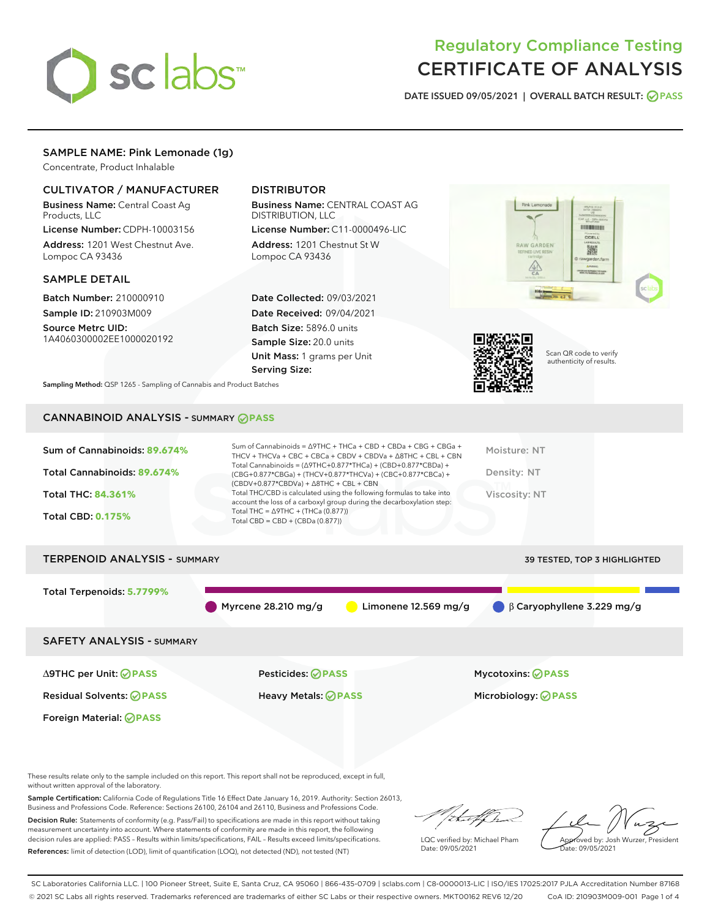# Regulatory Compliance Testing
# CERTIFICATE OF ANALYSIS

DATE ISSUED 09/05/2021 | OVERALL BATCH RESULT: PASS

## SAMPLE NAME: Pink Lemonade (1g)

Concentrate, Product Inhalable

### CULTIVATOR / MANUFACTURER

**Business Name:** Central Coast Ag Products, LLC

**License Number:** CDPH-10003156

**Address:** 1201 West Chestnut Ave. Lompoc CA 93436

### DISTRIBUTOR

**Business Name:** CENTRAL COAST AG DISTRIBUTION, LLC

**License Number:** C11-0000496-LIC

**Address:** 1201 Chestnut St W Lompoc CA 93436

### SAMPLE DETAIL

**Batch Number:** 210000910

**Sample ID:** 210903M009

**Source Metrc UID:** 1A4060300002EE1000020192

**Date Collected:** 09/03/2021

**Date Received:** 09/04/2021

**Batch Size:** 5896.0 units

**Sample Size:** 20.0 units

**Unit Mass:** 1 grams per Unit

**Serving Size:**

Scan QR code to verify authenticity of results.

**Sampling Method:** QSP 1265 - Sampling of Cannabis and Product Batches

## CANNABINOID ANALYSIS - SUMMARY PASS

Sum of Cannabinoids: **89.674%**

Total Cannabinoids: **89.674%**

Total THC: **84.361%**

Total CBD: **0.175%**

Sum of Cannabinoids = Δ9THC + THCa + CBD + CBDa + CBG + CBGa + THCV + THCVa + CBC + CBCa + CBDV + CBDVa + Δ8THC + CBL + CBN

Total Cannabinoids = (Δ9THC+0.877*THCa) + (CBD+0.877*CBDa) + (CBG+0.877*CBGa) + (THCV+0.877*THCVa) + (CBC+0.877*CBCa) + (CBDV+0.877*CBDVa) + Δ8THC + CBL + CBN

Total THC/CBD is calculated using the following formulas to take into account the loss of a carboxyl group during the decarboxylation step:

Total THC = Δ9THC + (THCa (0.877))

Total CBD = CBD + (CBDa (0.877))

Moisture: NT

Density: NT

Viscosity: NT

## TERPENOID ANALYSIS - SUMMARY

39 TESTED, TOP 3 HIGHLIGHTED

Total Terpenoids: **5.7799%**

Myrcene 28.210 mg/g

Limonene 12.569 mg/g

β Caryophyllene 3.229 mg/g

## SAFETY ANALYSIS - SUMMARY

| | | |
|---|---|---|
| Δ9THC per Unit: PASS | Pesticides: PASS | Mycotoxins: PASS |
| Residual Solvents: PASS | Heavy Metals: PASS | Microbiology: PASS |
| Foreign Material: PASS | | |

These results relate only to the sample included on this report. This report shall not be reproduced, except in full, without written approval of the laboratory.

**Sample Certification:** California Code of Regulations Title 16 Effect Date January 16, 2019. Authority: Section 26013, Business and Professions Code. Reference: Sections 26100, 26104 and 26110, Business and Professions Code.

**Decision Rule:** Statements of conformity (e.g. Pass/Fail) to specifications are made in this report without taking measurement uncertainty into account. Where statements of conformity are made in this report, the following decision rules are applied: PASS – Results within limits/specifications, FAIL – Results exceed limits/specifications.

**References:** limit of detection (LOD), limit of quantification (LOQ), not detected (ND), not tested (NT)

LQC verified by: Michael Pham
Date: 09/05/2021

Approved by: Josh Wurzer, President
Date: 09/05/2021

SC Laboratories California LLC. | 100 Pioneer Street, Suite E, Santa Cruz, CA 95060 | 866-435-0709 | sclabs.com | C8-0000013-LIC | ISO/IES 17025:2017 PJLA Accreditation Number 87168

© 2021 SC Labs all rights reserved. Trademarks referenced are trademarks of either SC Labs or their respective owners. MKT00162 REV6 12/20 CoA ID: 210903M009-001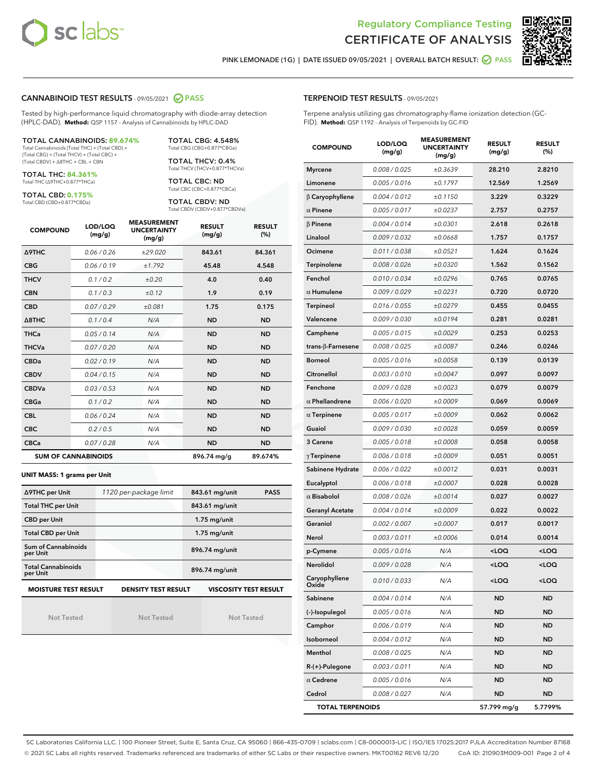Regulatory Compliance Testing
CERTIFICATE OF ANALYSIS

PINK LEMONADE (1G) | DATE ISSUED 09/05/2021 | OVERALL BATCH RESULT: PASS

## CANNABINOID TEST RESULTS - 09/05/2021 PASS

Tested by high-performance liquid chromatography with diode-array detection (HPLC-DAD). **Method:** QSP 1157 - Analysis of Cannabinoids by HPLC-DAD

**TOTAL CANNABINOIDS: 89.674%**
Total Cannabinoids (Total THC) + (Total CBD) + (Total CBG) + (Total THCV) + (Total CBC) + (Total CBDV) + Δ8THC + CBL + CBN

**TOTAL THC: 84.361%**
Total THC (Δ9THC+0.877*THCa)

**TOTAL CBD: 0.175%**
Total CBD (CBD+0.877*CBDa)

**TOTAL CBG: 4.548%**
Total CBG (CBG+0.877*CBGa)

**TOTAL THCV: 0.4%**
Total THCV (THCV+0.877*THCVa)

**TOTAL CBC: ND**
Total CBC (CBC+0.877*CBCa)

**TOTAL CBDV: ND**
Total CBDV (CBDV+0.877*CBDVa)

| COMPOUND | LOD/LOQ (mg/g) | MEASUREMENT UNCERTAINTY (mg/g) | RESULT (mg/g) | RESULT (%) |
|---|---|---|---|---|
| Δ9THC | 0.06 / 0.26 | ±29.020 | 843.61 | 84.361 |
| CBG | 0.06 / 0.19 | ±1.792 | 45.48 | 4.548 |
| THCV | 0.1 / 0.2 | ±0.20 | 4.0 | 0.40 |
| CBN | 0.1 / 0.3 | ±0.12 | 1.9 | 0.19 |
| CBD | 0.07 / 0.29 | ±0.081 | 1.75 | 0.175 |
| Δ8THC | 0.1 / 0.4 | N/A | ND | ND |
| THCa | 0.05 / 0.14 | N/A | ND | ND |
| THCVa | 0.07 / 0.20 | N/A | ND | ND |
| CBDa | 0.02 / 0.19 | N/A | ND | ND |
| CBDV | 0.04 / 0.15 | N/A | ND | ND |
| CBDVa | 0.03 / 0.53 | N/A | ND | ND |
| CBGa | 0.1 / 0.2 | N/A | ND | ND |
| CBL | 0.06 / 0.24 | N/A | ND | ND |
| CBC | 0.2 / 0.5 | N/A | ND | ND |
| CBCa | 0.07 / 0.28 | N/A | ND | ND |
| **SUM OF CANNABINOIDS** | | | 896.74 mg/g | 89.674% |

**UNIT MASS: 1 grams per Unit**

| | | | |
|---|---|---|---|
| Δ9THC per Unit | 1120 per-package limit | 843.61 mg/unit | PASS |
| Total THC per Unit | | 843.61 mg/unit | |
| CBD per Unit | | 1.75 mg/unit | |
| Total CBD per Unit | | 1.75 mg/unit | |
| Sum of Cannabinoids per Unit | | 896.74 mg/unit | |
| Total Cannabinoids per Unit | | 896.74 mg/unit | |

| MOISTURE TEST RESULT | DENSITY TEST RESULT | VISCOSITY TEST RESULT |
|---|---|---|
| Not Tested | Not Tested | Not Tested |

## TERPENOID TEST RESULTS - 09/05/2021

Terpene analysis utilizing gas chromatography-flame ionization detection (GC-FID). **Method:** QSP 1192 - Analysis of Terpenoids by GC-FID

| COMPOUND | LOD/LOQ (mg/g) | MEASUREMENT UNCERTAINTY (mg/g) | RESULT (mg/g) | RESULT (%) |
|---|---|---|---|---|
| Myrcene | 0.008 / 0.025 | ±0.3639 | 28.210 | 2.8210 |
| Limonene | 0.005 / 0.016 | ±0.1797 | 12.569 | 1.2569 |
| β Caryophyllene | 0.004 / 0.012 | ±0.1150 | 3.229 | 0.3229 |
| α Pinene | 0.005 / 0.017 | ±0.0237 | 2.757 | 0.2757 |
| β Pinene | 0.004 / 0.014 | ±0.0301 | 2.618 | 0.2618 |
| Linalool | 0.009 / 0.032 | ±0.0668 | 1.757 | 0.1757 |
| Ocimene | 0.011 / 0.038 | ±0.0521 | 1.624 | 0.1624 |
| Terpinolene | 0.008 / 0.026 | ±0.0320 | 1.562 | 0.1562 |
| Fenchol | 0.010 / 0.034 | ±0.0296 | 0.765 | 0.0765 |
| α Humulene | 0.009 / 0.029 | ±0.0231 | 0.720 | 0.0720 |
| Terpineol | 0.016 / 0.055 | ±0.0279 | 0.455 | 0.0455 |
| Valencene | 0.009 / 0.030 | ±0.0194 | 0.281 | 0.0281 |
| Camphene | 0.005 / 0.015 | ±0.0029 | 0.253 | 0.0253 |
| trans-β-Farnesene | 0.008 / 0.025 | ±0.0087 | 0.246 | 0.0246 |
| Borneol | 0.005 / 0.016 | ±0.0058 | 0.139 | 0.0139 |
| Citronellol | 0.003 / 0.010 | ±0.0047 | 0.097 | 0.0097 |
| Fenchone | 0.009 / 0.028 | ±0.0023 | 0.079 | 0.0079 |
| α Phellandrene | 0.006 / 0.020 | ±0.0009 | 0.069 | 0.0069 |
| α Terpinene | 0.005 / 0.017 | ±0.0009 | 0.062 | 0.0062 |
| Guaiol | 0.009 / 0.030 | ±0.0028 | 0.059 | 0.0059 |
| 3 Carene | 0.005 / 0.018 | ±0.0008 | 0.058 | 0.0058 |
| γ Terpinene | 0.006 / 0.018 | ±0.0009 | 0.051 | 0.0051 |
| Sabinene Hydrate | 0.006 / 0.022 | ±0.0012 | 0.031 | 0.0031 |
| Eucalyptol | 0.006 / 0.018 | ±0.0007 | 0.028 | 0.0028 |
| α Bisabolol | 0.008 / 0.026 | ±0.0014 | 0.027 | 0.0027 |
| Geranyl Acetate | 0.004 / 0.014 | ±0.0009 | 0.022 | 0.0022 |
| Geraniol | 0.002 / 0.007 | ±0.0007 | 0.017 | 0.0017 |
| Nerol | 0.003 / 0.011 | ±0.0006 | 0.014 | 0.0014 |
| p-Cymene | 0.005 / 0.016 | N/A | <LOQ | <LOQ |
| Nerolidol | 0.009 / 0.028 | N/A | <LOQ | <LOQ |
| Caryophyllene Oxide | 0.010 / 0.033 | N/A | <LOQ | <LOQ |
| Sabinene | 0.004 / 0.014 | N/A | ND | ND |
| (-)-Isopulegol | 0.005 / 0.016 | N/A | ND | ND |
| Camphor | 0.006 / 0.019 | N/A | ND | ND |
| Isoborneol | 0.004 / 0.012 | N/A | ND | ND |
| Menthol | 0.008 / 0.025 | N/A | ND | ND |
| R-(+)-Pulegone | 0.003 / 0.011 | N/A | ND | ND |
| α Cedrene | 0.005 / 0.016 | N/A | ND | ND |
| Cedrol | 0.008 / 0.027 | N/A | ND | ND |
| **TOTAL TERPENOIDS** | | | 57.799 mg/g | 5.7799% |

SC Laboratories California LLC. | 100 Pioneer Street, Suite E, Santa Cruz, CA 95060 | 866-435-0709 | sclabs.com | C8-0000013-LIC | ISO/IES 17025:2017 PJLA Accreditation Number 87168
© 2021 SC Labs all rights reserved. Trademarks referenced are trademarks of either SC Labs or their respective owners. MKT00162 REV6 12/20 CoA ID: 210903M009-001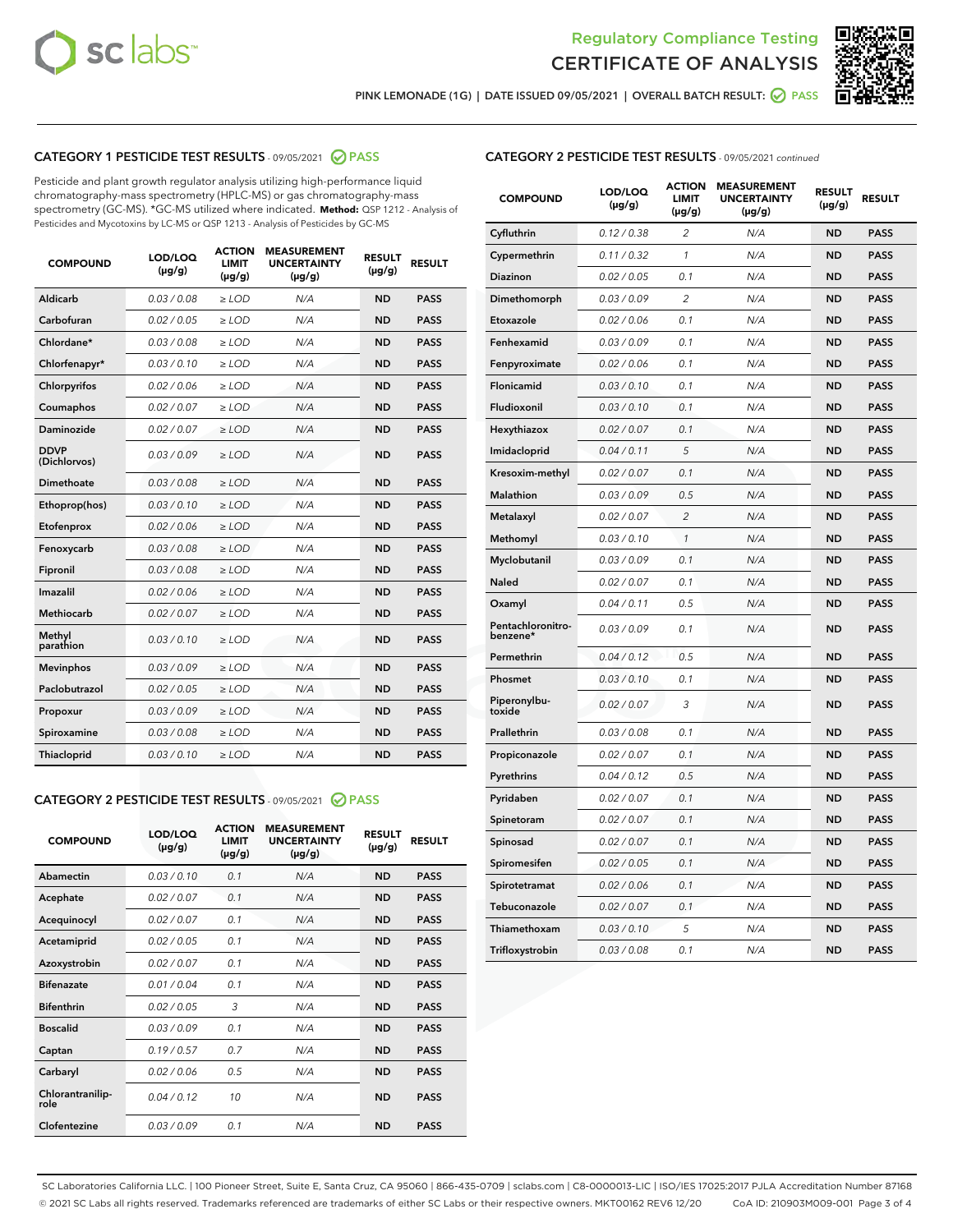# Regulatory Compliance Testing
# CERTIFICATE OF ANALYSIS

PINK LEMONADE (1G) | DATE ISSUED 09/05/2021 | OVERALL BATCH RESULT: PASS

## CATEGORY 1 PESTICIDE TEST RESULTS - 09/05/2021 PASS

Pesticide and plant growth regulator analysis utilizing high-performance liquid chromatography-mass spectrometry (HPLC-MS) or gas chromatography-mass spectrometry (GC-MS). *GC-MS utilized where indicated. **Method:** QSP 1212 - Analysis of Pesticides and Mycotoxins by LC-MS or QSP 1213 - Analysis of Pesticides by GC-MS

| COMPOUND | LOD/LOQ (µg/g) | ACTION LIMIT (µg/g) | MEASUREMENT UNCERTAINTY (µg/g) | RESULT (µg/g) | RESULT |
|---|---|---|---|---|---|
| Aldicarb | 0.03 / 0.08 | ≥ LOD | N/A | ND | PASS |
| Carbofuran | 0.02 / 0.05 | ≥ LOD | N/A | ND | PASS |
| Chlordane* | 0.03 / 0.08 | ≥ LOD | N/A | ND | PASS |
| Chlorfenapyr* | 0.03 / 0.10 | ≥ LOD | N/A | ND | PASS |
| Chlorpyrifos | 0.02 / 0.06 | ≥ LOD | N/A | ND | PASS |
| Coumaphos | 0.02 / 0.07 | ≥ LOD | N/A | ND | PASS |
| Daminozide | 0.02 / 0.07 | ≥ LOD | N/A | ND | PASS |
| DDVP (Dichlorvos) | 0.03 / 0.09 | ≥ LOD | N/A | ND | PASS |
| Dimethoate | 0.03 / 0.08 | ≥ LOD | N/A | ND | PASS |
| Ethoprop(hos) | 0.03 / 0.10 | ≥ LOD | N/A | ND | PASS |
| Etofenprox | 0.02 / 0.06 | ≥ LOD | N/A | ND | PASS |
| Fenoxycarb | 0.03 / 0.08 | ≥ LOD | N/A | ND | PASS |
| Fipronil | 0.03 / 0.08 | ≥ LOD | N/A | ND | PASS |
| Imazalil | 0.02 / 0.06 | ≥ LOD | N/A | ND | PASS |
| Methiocarb | 0.02 / 0.07 | ≥ LOD | N/A | ND | PASS |
| Methyl parathion | 0.03 / 0.10 | ≥ LOD | N/A | ND | PASS |
| Mevinphos | 0.03 / 0.09 | ≥ LOD | N/A | ND | PASS |
| Paclobutrazol | 0.02 / 0.05 | ≥ LOD | N/A | ND | PASS |
| Propoxur | 0.03 / 0.09 | ≥ LOD | N/A | ND | PASS |
| Spiroxamine | 0.03 / 0.08 | ≥ LOD | N/A | ND | PASS |
| Thiacloprid | 0.03 / 0.10 | ≥ LOD | N/A | ND | PASS |

## CATEGORY 2 PESTICIDE TEST RESULTS - 09/05/2021 PASS

| COMPOUND | LOD/LOQ (µg/g) | ACTION LIMIT (µg/g) | MEASUREMENT UNCERTAINTY (µg/g) | RESULT (µg/g) | RESULT |
|---|---|---|---|---|---|
| Abamectin | 0.03 / 0.10 | 0.1 | N/A | ND | PASS |
| Acephate | 0.02 / 0.07 | 0.1 | N/A | ND | PASS |
| Acequinocyl | 0.02 / 0.07 | 0.1 | N/A | ND | PASS |
| Acetamiprid | 0.02 / 0.05 | 0.1 | N/A | ND | PASS |
| Azoxystrobin | 0.02 / 0.07 | 0.1 | N/A | ND | PASS |
| Bifenazate | 0.01 / 0.04 | 0.1 | N/A | ND | PASS |
| Bifenthrin | 0.02 / 0.05 | 3 | N/A | ND | PASS |
| Boscalid | 0.03 / 0.09 | 0.1 | N/A | ND | PASS |
| Captan | 0.19 / 0.57 | 0.7 | N/A | ND | PASS |
| Carbaryl | 0.02 / 0.06 | 0.5 | N/A | ND | PASS |
| Chlorantraniliprole | 0.04 / 0.12 | 10 | N/A | ND | PASS |
| Clofentezine | 0.03 / 0.09 | 0.1 | N/A | ND | PASS |
| Cyfluthrin | 0.12 / 0.38 | 2 | N/A | ND | PASS |
| Cypermethrin | 0.11 / 0.32 | 1 | N/A | ND | PASS |
| Diazinon | 0.02 / 0.05 | 0.1 | N/A | ND | PASS |
| Dimethomorph | 0.03 / 0.09 | 2 | N/A | ND | PASS |
| Etoxazole | 0.02 / 0.06 | 0.1 | N/A | ND | PASS |
| Fenhexamid | 0.03 / 0.09 | 0.1 | N/A | ND | PASS |
| Fenpyroximate | 0.02 / 0.06 | 0.1 | N/A | ND | PASS |
| Flonicamid | 0.03 / 0.10 | 0.1 | N/A | ND | PASS |
| Fludioxonil | 0.03 / 0.10 | 0.1 | N/A | ND | PASS |
| Hexythiazox | 0.02 / 0.07 | 0.1 | N/A | ND | PASS |
| Imidacloprid | 0.04 / 0.11 | 5 | N/A | ND | PASS |
| Kresoxim-methyl | 0.02 / 0.07 | 0.1 | N/A | ND | PASS |
| Malathion | 0.03 / 0.09 | 0.5 | N/A | ND | PASS |
| Metalaxyl | 0.02 / 0.07 | 2 | N/A | ND | PASS |
| Methomyl | 0.03 / 0.10 | 1 | N/A | ND | PASS |
| Myclobutanil | 0.03 / 0.09 | 0.1 | N/A | ND | PASS |
| Naled | 0.02 / 0.07 | 0.1 | N/A | ND | PASS |
| Oxamyl | 0.04 / 0.11 | 0.5 | N/A | ND | PASS |
| Pentachloronitrobenzene* | 0.03 / 0.09 | 0.1 | N/A | ND | PASS |
| Permethrin | 0.04 / 0.12 | 0.5 | N/A | ND | PASS |
| Phosmet | 0.03 / 0.10 | 0.1 | N/A | ND | PASS |
| Piperonylbutoxide | 0.02 / 0.07 | 3 | N/A | ND | PASS |
| Prallethrin | 0.03 / 0.08 | 0.1 | N/A | ND | PASS |
| Propiconazole | 0.02 / 0.07 | 0.1 | N/A | ND | PASS |
| Pyrethrins | 0.04 / 0.12 | 0.5 | N/A | ND | PASS |
| Pyridaben | 0.02 / 0.07 | 0.1 | N/A | ND | PASS |
| Spinetoram | 0.02 / 0.07 | 0.1 | N/A | ND | PASS |
| Spinosad | 0.02 / 0.07 | 0.1 | N/A | ND | PASS |
| Spiromesifen | 0.02 / 0.05 | 0.1 | N/A | ND | PASS |
| Spirotetramat | 0.02 / 0.06 | 0.1 | N/A | ND | PASS |
| Tebuconazole | 0.02 / 0.07 | 0.1 | N/A | ND | PASS |
| Thiamethoxam | 0.03 / 0.10 | 5 | N/A | ND | PASS |
| Trifloxystrobin | 0.03 / 0.08 | 0.1 | N/A | ND | PASS |

SC Laboratories California LLC. | 100 Pioneer Street, Suite E, Santa Cruz, CA 95060 | 866-435-0709 | sclabs.com | C8-0000013-LIC | ISO/IES 17025:2017 PJLA Accreditation Number 87168
© 2021 SC Labs all rights reserved. Trademarks referenced are trademarks of either SC Labs or their respective owners. MKT00162 REV6 12/20 CoA ID: 210903M009-001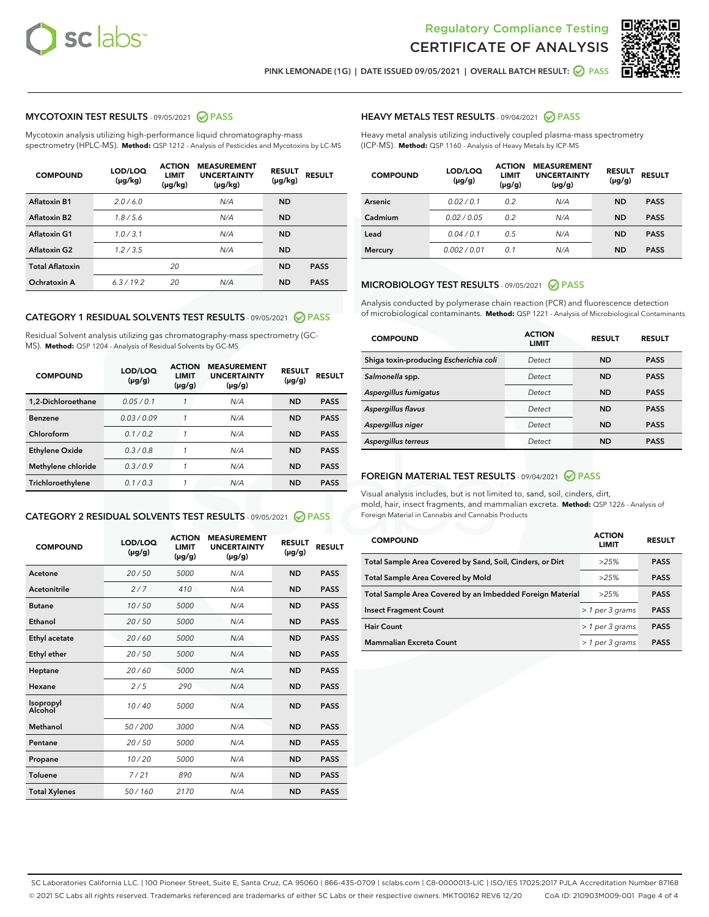# Regulatory Compliance Testing
## CERTIFICATE OF ANALYSIS

PINK LEMONADE (1G) | DATE ISSUED 09/05/2021 | OVERALL BATCH RESULT: PASS

## MYCOTOXIN TEST RESULTS - 09/05/2021 PASS

Mycotoxin analysis utilizing high-performance liquid chromatography-mass spectrometry (HPLC-MS). **Method:** QSP 1212 - Analysis of Pesticides and Mycotoxins by LC-MS

| COMPOUND | LOD/LOQ (µg/kg) | ACTION LIMIT (µg/kg) | MEASUREMENT UNCERTAINTY (µg/kg) | RESULT (µg/kg) | RESULT |
|---|---|---|---|---|---|
| Aflatoxin B1 | 2.0 / 6.0 | | N/A | ND | |
| Aflatoxin B2 | 1.8 / 5.6 | | N/A | ND | |
| Aflatoxin G1 | 1.0 / 3.1 | | N/A | ND | |
| Aflatoxin G2 | 1.2 / 3.5 | | N/A | ND | |
| Total Aflatoxin | | 20 | | ND | PASS |
| Ochratoxin A | 6.3 / 19.2 | 20 | N/A | ND | PASS |

## CATEGORY 1 RESIDUAL SOLVENTS TEST RESULTS - 09/05/2021 PASS

Residual Solvent analysis utilizing gas chromatography-mass spectrometry (GC-MS). **Method:** QSP 1204 - Analysis of Residual Solvents by GC-MS

| COMPOUND | LOD/LOQ (µg/g) | ACTION LIMIT (µg/g) | MEASUREMENT UNCERTAINTY (µg/g) | RESULT (µg/g) | RESULT |
|---|---|---|---|---|---|
| 1,2-Dichloroethane | 0.05 / 0.1 | 1 | N/A | ND | PASS |
| Benzene | 0.03 / 0.09 | 1 | N/A | ND | PASS |
| Chloroform | 0.1 / 0.2 | 1 | N/A | ND | PASS |
| Ethylene Oxide | 0.3 / 0.8 | 1 | N/A | ND | PASS |
| Methylene chloride | 0.3 / 0.9 | 1 | N/A | ND | PASS |
| Trichloroethylene | 0.1 / 0.3 | 1 | N/A | ND | PASS |

## CATEGORY 2 RESIDUAL SOLVENTS TEST RESULTS - 09/05/2021 PASS

| COMPOUND | LOD/LOQ (µg/g) | ACTION LIMIT (µg/g) | MEASUREMENT UNCERTAINTY (µg/g) | RESULT (µg/g) | RESULT |
|---|---|---|---|---|---|
| Acetone | 20 / 50 | 5000 | N/A | ND | PASS |
| Acetonitrile | 2 / 7 | 410 | N/A | ND | PASS |
| Butane | 10 / 50 | 5000 | N/A | ND | PASS |
| Ethanol | 20 / 50 | 5000 | N/A | ND | PASS |
| Ethyl acetate | 20 / 60 | 5000 | N/A | ND | PASS |
| Ethyl ether | 20 / 50 | 5000 | N/A | ND | PASS |
| Heptane | 20 / 60 | 5000 | N/A | ND | PASS |
| Hexane | 2 / 5 | 290 | N/A | ND | PASS |
| Isopropyl Alcohol | 10 / 40 | 5000 | N/A | ND | PASS |
| Methanol | 50 / 200 | 3000 | N/A | ND | PASS |
| Pentane | 20 / 50 | 5000 | N/A | ND | PASS |
| Propane | 10 / 20 | 5000 | N/A | ND | PASS |
| Toluene | 7 / 21 | 890 | N/A | ND | PASS |
| Total Xylenes | 50 / 160 | 2170 | N/A | ND | PASS |

## HEAVY METALS TEST RESULTS - 09/04/2021 PASS

Heavy metal analysis utilizing inductively coupled plasma-mass spectrometry (ICP-MS). **Method:** QSP 1160 - Analysis of Heavy Metals by ICP-MS

| COMPOUND | LOD/LOQ (µg/g) | ACTION LIMIT (µg/g) | MEASUREMENT UNCERTAINTY (µg/g) | RESULT (µg/g) | RESULT |
|---|---|---|---|---|---|
| Arsenic | 0.02 / 0.1 | 0.2 | N/A | ND | PASS |
| Cadmium | 0.02 / 0.05 | 0.2 | N/A | ND | PASS |
| Lead | 0.04 / 0.1 | 0.5 | N/A | ND | PASS |
| Mercury | 0.002 / 0.01 | 0.1 | N/A | ND | PASS |

## MICROBIOLOGY TEST RESULTS - 09/05/2021 PASS

Analysis conducted by polymerase chain reaction (PCR) and fluorescence detection of microbiological contaminants. **Method:** QSP 1221 - Analysis of Microbiological Contaminants

| COMPOUND | ACTION LIMIT | RESULT | RESULT |
|---|---|---|---|
| Shiga toxin-producing *Escherichia coli* | Detect | ND | PASS |
| *Salmonella* spp. | Detect | ND | PASS |
| *Aspergillus fumigatus* | Detect | ND | PASS |
| *Aspergillus flavus* | Detect | ND | PASS |
| *Aspergillus niger* | Detect | ND | PASS |
| *Aspergillus terreus* | Detect | ND | PASS |

## FOREIGN MATERIAL TEST RESULTS - 09/04/2021 PASS

Visual analysis includes, but is not limited to, sand, soil, cinders, dirt, mold, hair, insect fragments, and mammalian excreta. **Method:** QSP 1226 - Analysis of Foreign Material in Cannabis and Cannabis Products

| COMPOUND | ACTION LIMIT | RESULT |
|---|---|---|
| Total Sample Area Covered by Sand, Soil, Cinders, or Dirt | >25% | PASS |
| Total Sample Area Covered by Mold | >25% | PASS |
| Total Sample Area Covered by an Imbedded Foreign Material | >25% | PASS |
| Insect Fragment Count | > 1 per 3 grams | PASS |
| Hair Count | > 1 per 3 grams | PASS |
| Mammalian Excreta Count | > 1 per 3 grams | PASS |

SC Laboratories California LLC. | 100 Pioneer Street, Suite E, Santa Cruz, CA 95060 | 866-435-0709 | sclabs.com | C8-0000013-LIC | ISO/IES 17025:2017 PJLA Accreditation Number 87168
© 2021 SC Labs all rights reserved. Trademarks referenced are trademarks of either SC Labs or their respective owners. MKT00162 REV6 12/20 CoA ID: 210903M009-001